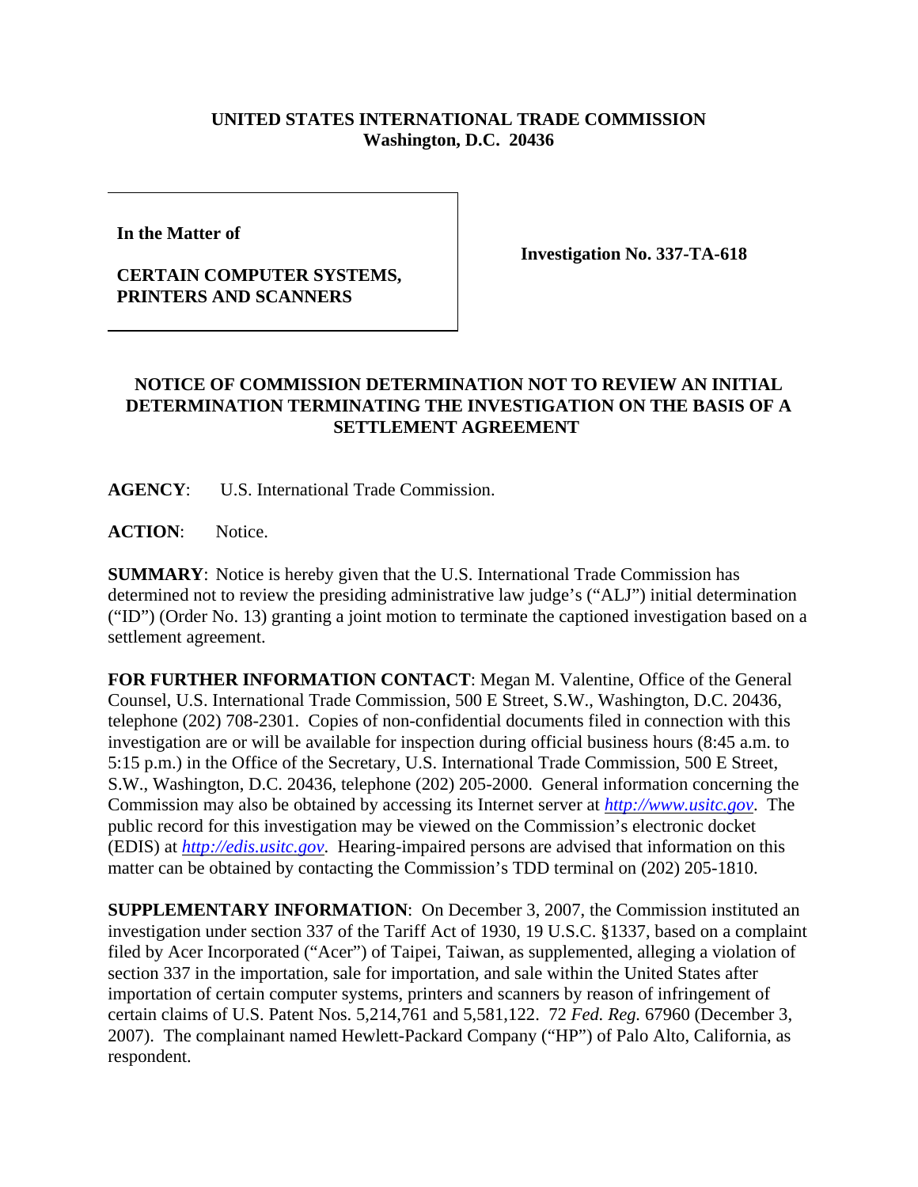**UNITED STATES INTERNATIONAL TRADE COMMISSION**
**Washington, D.C. 20436**

| In the Matter of<br><br>**CERTAIN COMPUTER SYSTEMS, PRINTERS AND SCANNERS** | **Investigation No. 337-TA-618** |
|---|---|

**In the Matter of**

**CERTAIN COMPUTER SYSTEMS, PRINTERS AND SCANNERS**

**Investigation No. 337-TA-618**

## NOTICE OF COMMISSION DETERMINATION NOT TO REVIEW AN INITIAL DETERMINATION TERMINATING THE INVESTIGATION ON THE BASIS OF A SETTLEMENT AGREEMENT

**AGENCY**: U.S. International Trade Commission.

**ACTION**: Notice.

**SUMMARY**: Notice is hereby given that the U.S. International Trade Commission has determined not to review the presiding administrative law judge's ("ALJ") initial determination ("ID") (Order No. 13) granting a joint motion to terminate the captioned investigation based on a settlement agreement.

**FOR FURTHER INFORMATION CONTACT**: Megan M. Valentine, Office of the General Counsel, U.S. International Trade Commission, 500 E Street, S.W., Washington, D.C. 20436, telephone (202) 708-2301. Copies of non-confidential documents filed in connection with this investigation are or will be available for inspection during official business hours (8:45 a.m. to 5:15 p.m.) in the Office of the Secretary, U.S. International Trade Commission, 500 E Street, S.W., Washington, D.C. 20436, telephone (202) 205-2000. General information concerning the Commission may also be obtained by accessing its Internet server at *http://www.usitc.gov*. The public record for this investigation may be viewed on the Commission's electronic docket (EDIS) at *http://edis.usitc.gov*. Hearing-impaired persons are advised that information on this matter can be obtained by contacting the Commission's TDD terminal on (202) 205-1810.

**SUPPLEMENTARY INFORMATION**: On December 3, 2007, the Commission instituted an investigation under section 337 of the Tariff Act of 1930, 19 U.S.C. §1337, based on a complaint filed by Acer Incorporated ("Acer") of Taipei, Taiwan, as supplemented, alleging a violation of section 337 in the importation, sale for importation, and sale within the United States after importation of certain computer systems, printers and scanners by reason of infringement of certain claims of U.S. Patent Nos. 5,214,761 and 5,581,122. 72 *Fed. Reg.* 67960 (December 3, 2007). The complainant named Hewlett-Packard Company ("HP") of Palo Alto, California, as respondent.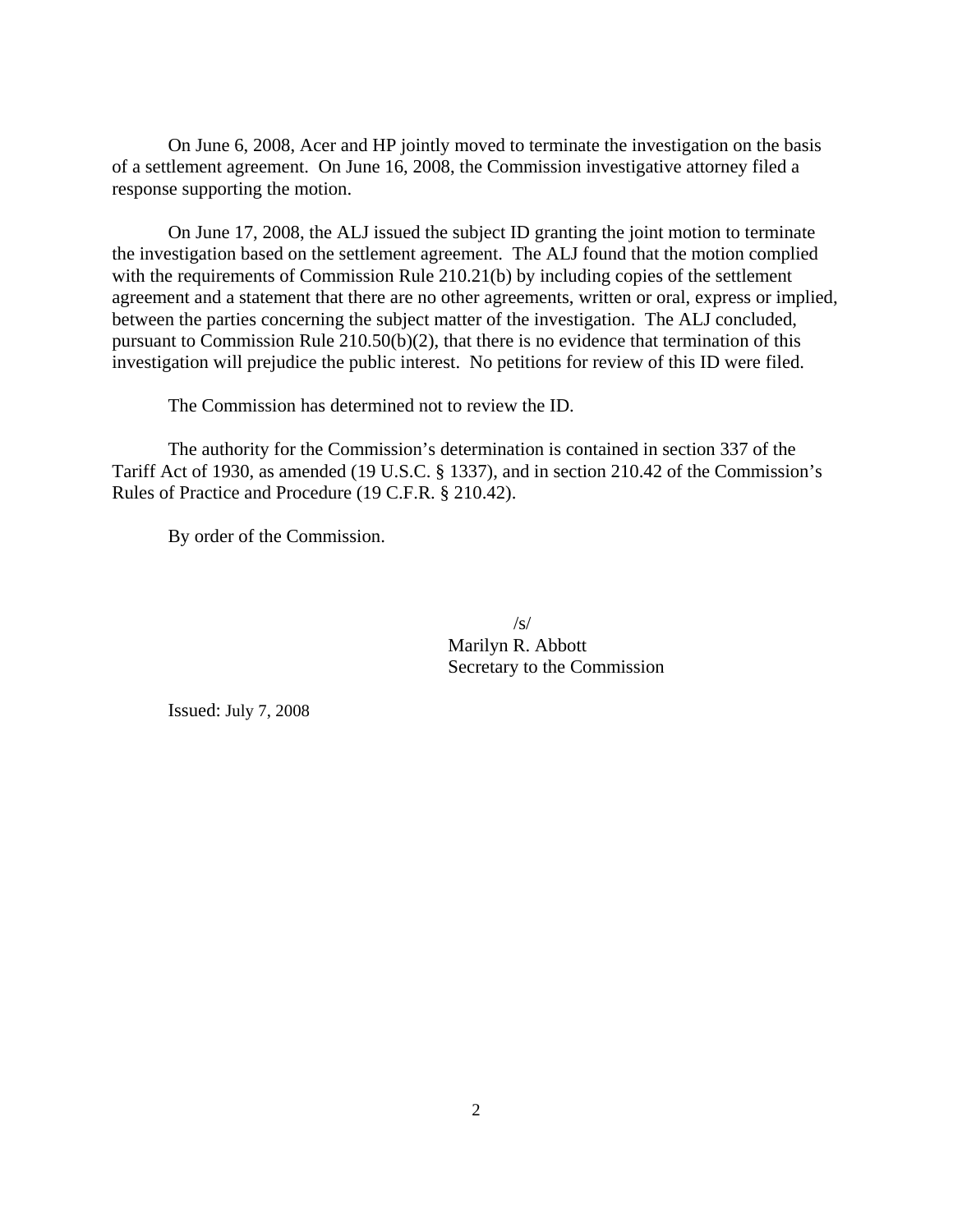On June 6, 2008, Acer and HP jointly moved to terminate the investigation on the basis of a settlement agreement. On June 16, 2008, the Commission investigative attorney filed a response supporting the motion.

On June 17, 2008, the ALJ issued the subject ID granting the joint motion to terminate the investigation based on the settlement agreement. The ALJ found that the motion complied with the requirements of Commission Rule 210.21(b) by including copies of the settlement agreement and a statement that there are no other agreements, written or oral, express or implied, between the parties concerning the subject matter of the investigation. The ALJ concluded, pursuant to Commission Rule 210.50(b)(2), that there is no evidence that termination of this investigation will prejudice the public interest. No petitions for review of this ID were filed.

The Commission has determined not to review the ID.

The authority for the Commission's determination is contained in section 337 of the Tariff Act of 1930, as amended (19 U.S.C. § 1337), and in section 210.42 of the Commission's Rules of Practice and Procedure (19 C.F.R. § 210.42).

By order of the Commission.

/s/
Marilyn R. Abbott
Secretary to the Commission

Issued: July 7, 2008